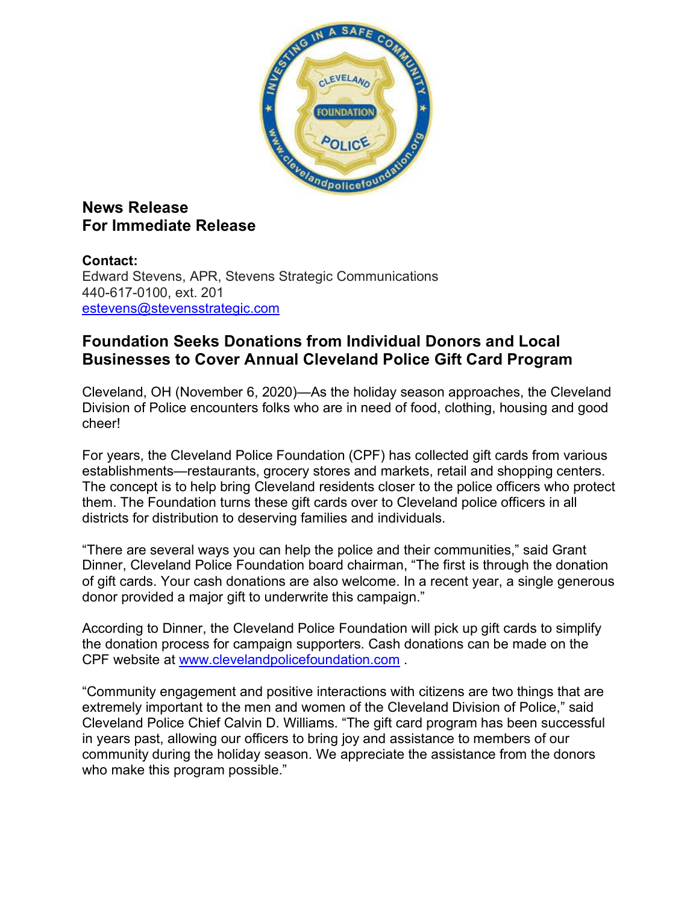**News Release**
**For Immediate Release**

**Contact:**
Edward Stevens, APR, Stevens Strategic Communications
440-617-0100, ext. 201
estevens@stevensstrategic.com

## Foundation Seeks Donations from Individual Donors and Local Businesses to Cover Annual Cleveland Police Gift Card Program

Cleveland, OH (November 6, 2020)—As the holiday season approaches, the Cleveland Division of Police encounters folks who are in need of food, clothing, housing and good cheer!

For years, the Cleveland Police Foundation (CPF) has collected gift cards from various establishments—restaurants, grocery stores and markets, retail and shopping centers. The concept is to help bring Cleveland residents closer to the police officers who protect them. The Foundation turns these gift cards over to Cleveland police officers in all districts for distribution to deserving families and individuals.

"There are several ways you can help the police and their communities," said Grant Dinner, Cleveland Police Foundation board chairman, "The first is through the donation of gift cards. Your cash donations are also welcome. In a recent year, a single generous donor provided a major gift to underwrite this campaign."

According to Dinner, the Cleveland Police Foundation will pick up gift cards to simplify the donation process for campaign supporters. Cash donations can be made on the CPF website at www.clevelandpolicefoundation.com .

"Community engagement and positive interactions with citizens are two things that are extremely important to the men and women of the Cleveland Division of Police," said Cleveland Police Chief Calvin D. Williams. "The gift card program has been successful in years past, allowing our officers to bring joy and assistance to members of our community during the holiday season. We appreciate the assistance from the donors who make this program possible."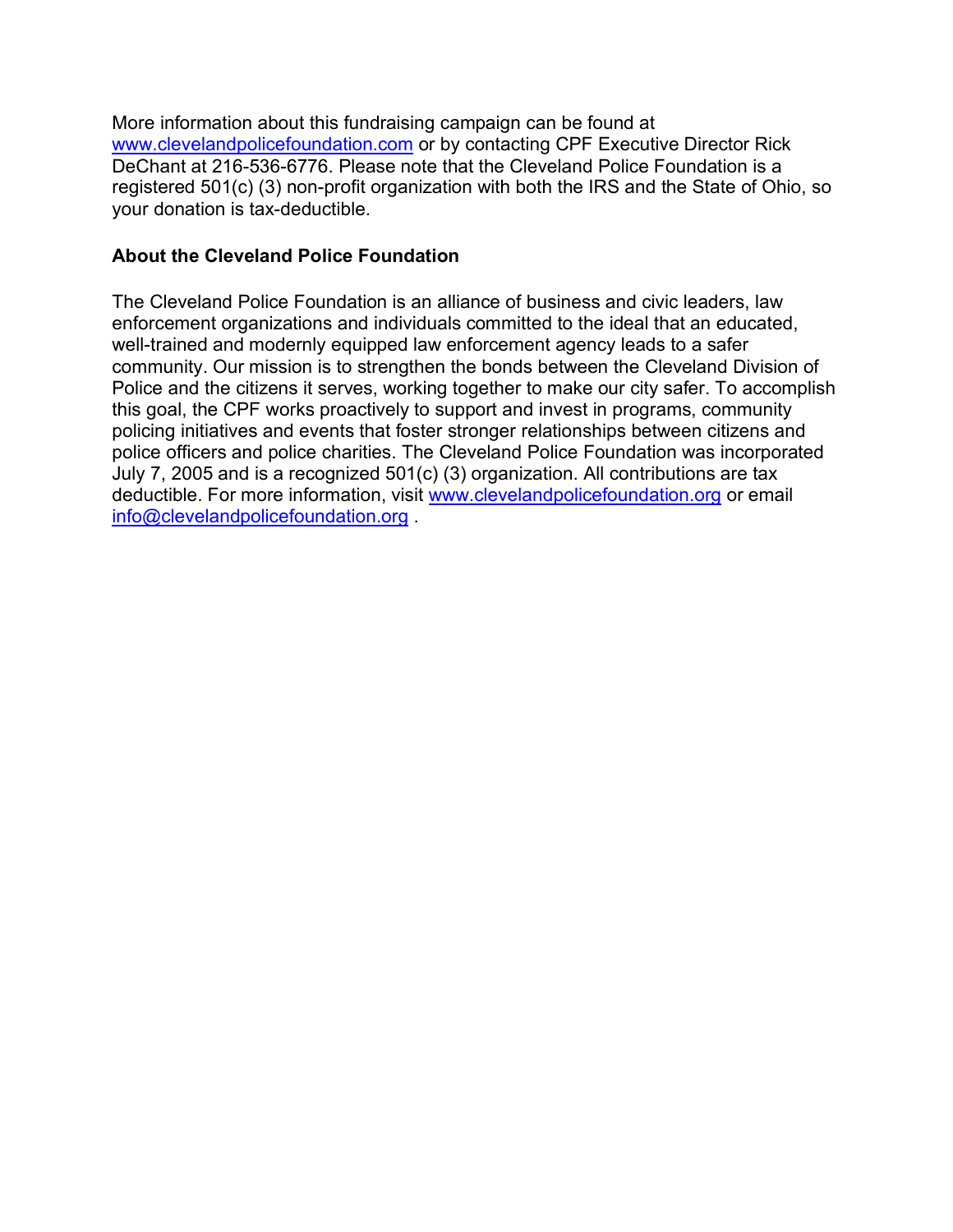More information about this fundraising campaign can be found at www.clevelandpolicefoundation.com or by contacting CPF Executive Director Rick DeChant at 216-536-6776. Please note that the Cleveland Police Foundation is a registered 501(c) (3) non-profit organization with both the IRS and the State of Ohio, so your donation is tax-deductible.

**About the Cleveland Police Foundation**

The Cleveland Police Foundation is an alliance of business and civic leaders, law enforcement organizations and individuals committed to the ideal that an educated, well-trained and modernly equipped law enforcement agency leads to a safer community. Our mission is to strengthen the bonds between the Cleveland Division of Police and the citizens it serves, working together to make our city safer. To accomplish this goal, the CPF works proactively to support and invest in programs, community policing initiatives and events that foster stronger relationships between citizens and police officers and police charities. The Cleveland Police Foundation was incorporated July 7, 2005 and is a recognized 501(c) (3) organization. All contributions are tax deductible. For more information, visit www.clevelandpolicefoundation.org or email info@clevelandpolicefoundation.org .